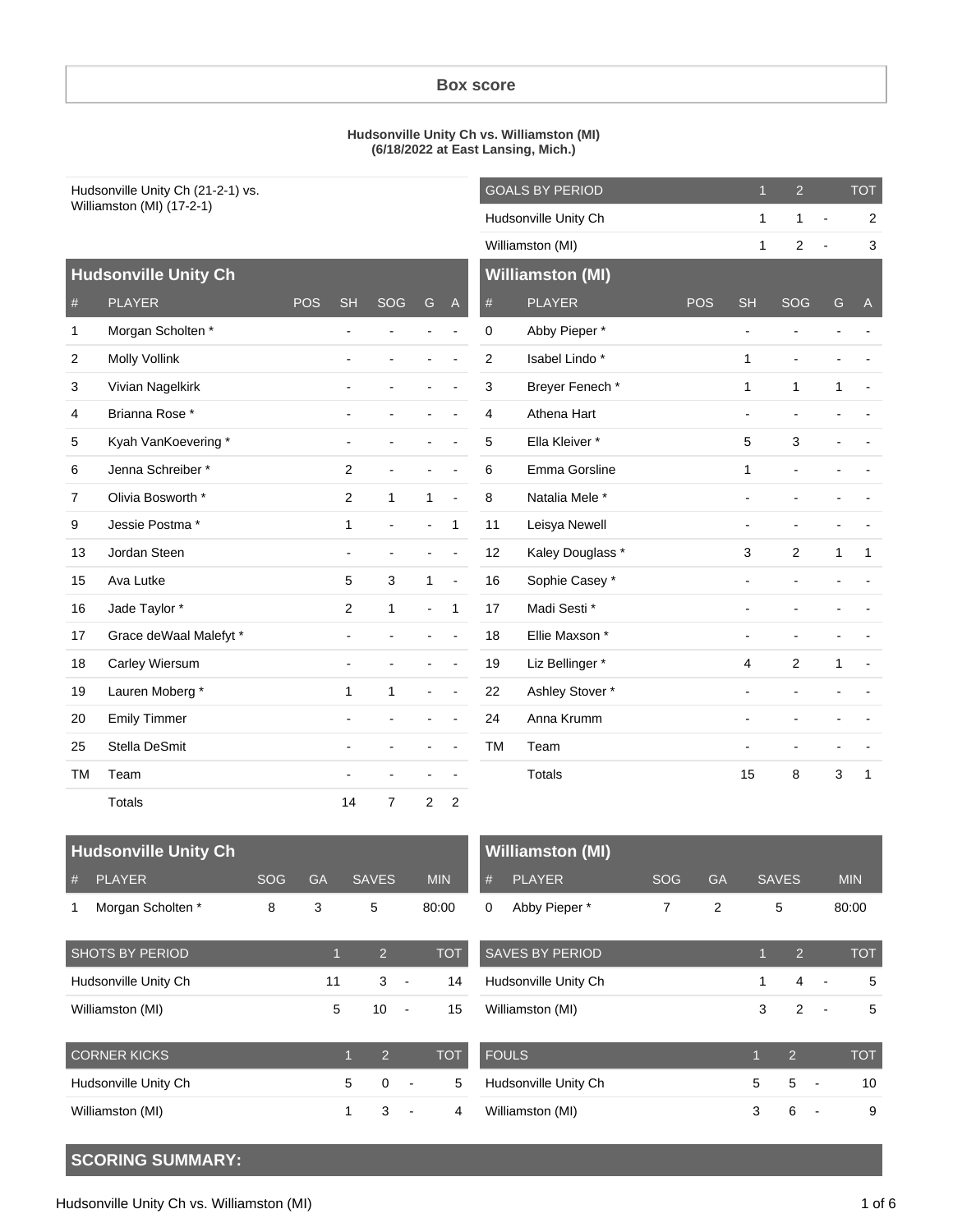## Box score

**Hudsonville Unity Ch vs. Williamston (MI)**
**(6/18/2022 at East Lansing, Mich.)**

Hudsonville Unity Ch (21-2-1) vs. Williamston (MI) (17-2-1)

| GOALS BY PERIOD | 1 | 2 | | TOT |
|---|---|---|---|---|
| Hudsonville Unity Ch | 1 | 1 | - | 2 |
| Williamston (MI) | 1 | 2 | - | 3 |

### Hudsonville Unity Ch

| # | PLAYER | POS | SH | SOG | G | A |
|---|---|---|---|---|---|---|
| 1 | Morgan Scholten * | | - | - | - | - |
| 2 | Molly Vollink | | - | - | - | - |
| 3 | Vivian Nagelkirk | | - | - | - | - |
| 4 | Brianna Rose * | | - | - | - | - |
| 5 | Kyah VanKoevering * | | - | - | - | - |
| 6 | Jenna Schreiber * | | 2 | - | - | - |
| 7 | Olivia Bosworth * | | 2 | 1 | 1 | - |
| 9 | Jessie Postma * | | 1 | - | - | 1 |
| 13 | Jordan Steen | | - | - | - | - |
| 15 | Ava Lutke | | 5 | 3 | 1 | - |
| 16 | Jade Taylor * | | 2 | 1 | - | 1 |
| 17 | Grace deWaal Malefyt * | | - | - | - | - |
| 18 | Carley Wiersum | | - | - | - | - |
| 19 | Lauren Moberg * | | 1 | 1 | - | - |
| 20 | Emily Timmer | | - | - | - | - |
| 25 | Stella DeSmit | | - | - | - | - |
| TM | Team | | - | - | - | - |
| | Totals | | 14 | 7 | 2 | 2 |

### Williamston (MI)

| # | PLAYER | POS | SH | SOG | G | A |
|---|---|---|---|---|---|---|
| 0 | Abby Pieper * | | - | - | - | - |
| 2 | Isabel Lindo * | | 1 | - | - | - |
| 3 | Breyer Fenech * | | 1 | 1 | 1 | - |
| 4 | Athena Hart | | - | - | - | - |
| 5 | Ella Kleiver * | | 5 | 3 | - | - |
| 6 | Emma Gorsline | | 1 | - | - | - |
| 8 | Natalia Mele * | | - | - | - | - |
| 11 | Leisya Newell | | - | - | - | - |
| 12 | Kaley Douglass * | | 3 | 2 | 1 | 1 |
| 16 | Sophie Casey * | | - | - | - | - |
| 17 | Madi Sesti * | | - | - | - | - |
| 18 | Ellie Maxson * | | - | - | - | - |
| 19 | Liz Bellinger * | | 4 | 2 | 1 | - |
| 22 | Ashley Stover * | | - | - | - | - |
| 24 | Anna Krumm | | - | - | - | - |
| TM | Team | | - | - | - | - |
| | Totals | | 15 | 8 | 3 | 1 |

### Hudsonville Unity Ch

| # | PLAYER | SOG | GA | SAVES | MIN |
|---|---|---|---|---|---|
| 1 | Morgan Scholten * | 8 | 3 | 5 | 80:00 |

### Williamston (MI)

| # | PLAYER | SOG | GA | SAVES | MIN |
|---|---|---|---|---|---|
| 0 | Abby Pieper * | 7 | 2 | 5 | 80:00 |

| SHOTS BY PERIOD | 1 | 2 | | TOT |
|---|---|---|---|---|
| Hudsonville Unity Ch | 11 | 3 | - | 14 |
| Williamston (MI) | 5 | 10 | - | 15 |

| SAVES BY PERIOD | 1 | 2 | | TOT |
|---|---|---|---|---|
| Hudsonville Unity Ch | 1 | 4 | - | 5 |
| Williamston (MI) | 3 | 2 | - | 5 |

| CORNER KICKS | 1 | 2 | | TOT |
|---|---|---|---|---|
| Hudsonville Unity Ch | 5 | 0 | - | 5 |
| Williamston (MI) | 1 | 3 | - | 4 |

| FOULS | 1 | 2 | | TOT |
|---|---|---|---|---|
| Hudsonville Unity Ch | 5 | 5 | - | 10 |
| Williamston (MI) | 3 | 6 | - | 9 |

### SCORING SUMMARY: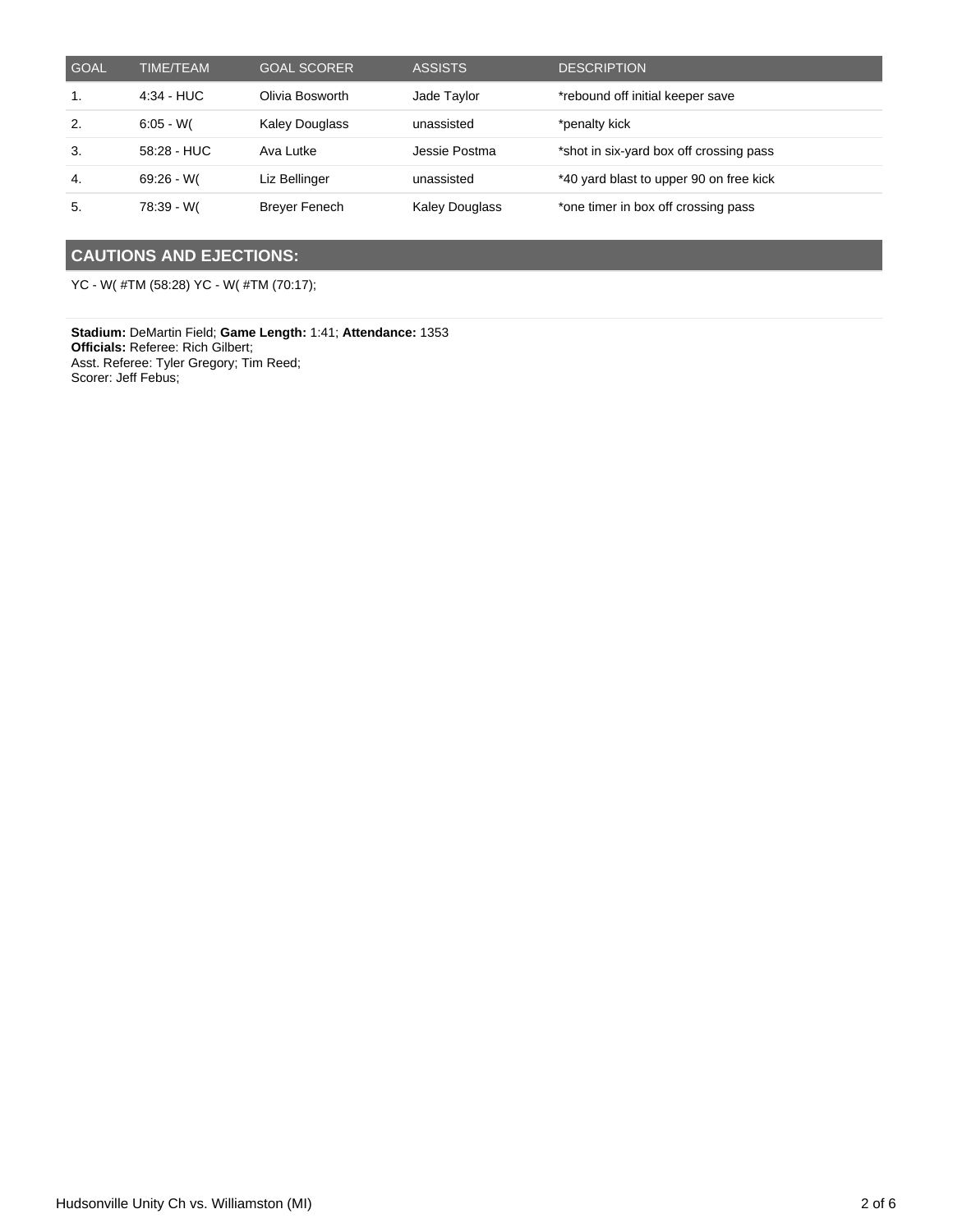| GOAL | TIME/TEAM | GOAL SCORER | ASSISTS | DESCRIPTION |
| --- | --- | --- | --- | --- |
| 1. | 4:34 - HUC | Olivia Bosworth | Jade Taylor | *rebound off initial keeper save |
| 2. | 6:05 - W( | Kaley Douglass | unassisted | *penalty kick |
| 3. | 58:28 - HUC | Ava Lutke | Jessie Postma | *shot in six-yard box off crossing pass |
| 4. | 69:26 - W( | Liz Bellinger | unassisted | *40 yard blast to upper 90 on free kick |
| 5. | 78:39 - W( | Breyer Fenech | Kaley Douglass | *one timer in box off crossing pass |

## CAUTIONS AND EJECTIONS:

YC - W( #TM (58:28) YC - W( #TM (70:17);

**Stadium:** DeMartin Field; **Game Length:** 1:41; **Attendance:** 1353
**Officials:** Referee: Rich Gilbert;
Asst. Referee: Tyler Gregory; Tim Reed;
Scorer: Jeff Febus;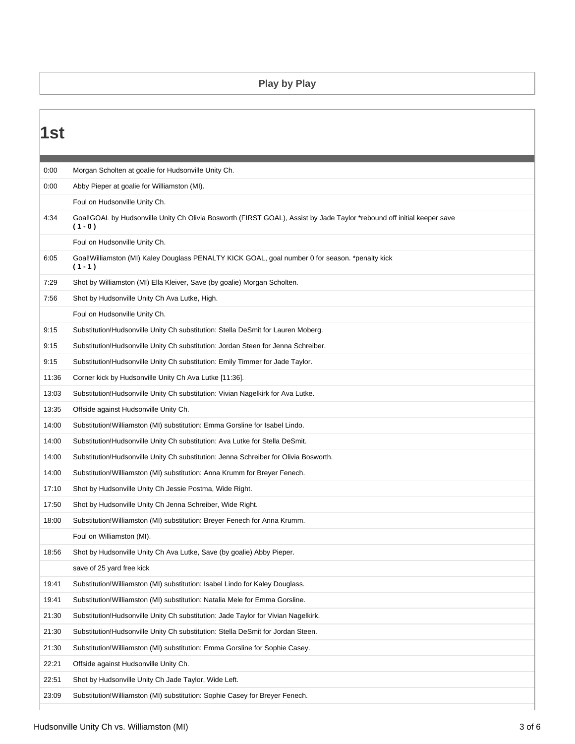## Play by Play

# 1st

| Time | Play |
|---|---|
| 0:00 | Morgan Scholten at goalie for Hudsonville Unity Ch. |
| 0:00 | Abby Pieper at goalie for Williamston (MI). |
| | Foul on Hudsonville Unity Ch. |
| 4:34 | Goal!GOAL by Hudsonville Unity Ch Olivia Bosworth (FIRST GOAL), Assist by Jade Taylor *rebound off initial keeper save **( 1 - 0 )** |
| | Foul on Hudsonville Unity Ch. |
| 6:05 | Goal!Williamston (MI) Kaley Douglass PENALTY KICK GOAL, goal number 0 for season. *penalty kick **( 1 - 1 )** |
| 7:29 | Shot by Williamston (MI) Ella Kleiver, Save (by goalie) Morgan Scholten. |
| 7:56 | Shot by Hudsonville Unity Ch Ava Lutke, High. |
| | Foul on Hudsonville Unity Ch. |
| 9:15 | Substitution!Hudsonville Unity Ch substitution: Stella DeSmit for Lauren Moberg. |
| 9:15 | Substitution!Hudsonville Unity Ch substitution: Jordan Steen for Jenna Schreiber. |
| 9:15 | Substitution!Hudsonville Unity Ch substitution: Emily Timmer for Jade Taylor. |
| 11:36 | Corner kick by Hudsonville Unity Ch Ava Lutke [11:36]. |
| 13:03 | Substitution!Hudsonville Unity Ch substitution: Vivian Nagelkirk for Ava Lutke. |
| 13:35 | Offside against Hudsonville Unity Ch. |
| 14:00 | Substitution!Williamston (MI) substitution: Emma Gorsline for Isabel Lindo. |
| 14:00 | Substitution!Hudsonville Unity Ch substitution: Ava Lutke for Stella DeSmit. |
| 14:00 | Substitution!Hudsonville Unity Ch substitution: Jenna Schreiber for Olivia Bosworth. |
| 14:00 | Substitution!Williamston (MI) substitution: Anna Krumm for Breyer Fenech. |
| 17:10 | Shot by Hudsonville Unity Ch Jessie Postma, Wide Right. |
| 17:50 | Shot by Hudsonville Unity Ch Jenna Schreiber, Wide Right. |
| 18:00 | Substitution!Williamston (MI) substitution: Breyer Fenech for Anna Krumm. |
| | Foul on Williamston (MI). |
| 18:56 | Shot by Hudsonville Unity Ch Ava Lutke, Save (by goalie) Abby Pieper. |
| | save of 25 yard free kick |
| 19:41 | Substitution!Williamston (MI) substitution: Isabel Lindo for Kaley Douglass. |
| 19:41 | Substitution!Williamston (MI) substitution: Natalia Mele for Emma Gorsline. |
| 21:30 | Substitution!Hudsonville Unity Ch substitution: Jade Taylor for Vivian Nagelkirk. |
| 21:30 | Substitution!Hudsonville Unity Ch substitution: Stella DeSmit for Jordan Steen. |
| 21:30 | Substitution!Williamston (MI) substitution: Emma Gorsline for Sophie Casey. |
| 22:21 | Offside against Hudsonville Unity Ch. |
| 22:51 | Shot by Hudsonville Unity Ch Jade Taylor, Wide Left. |
| 23:09 | Substitution!Williamston (MI) substitution: Sophie Casey for Breyer Fenech. |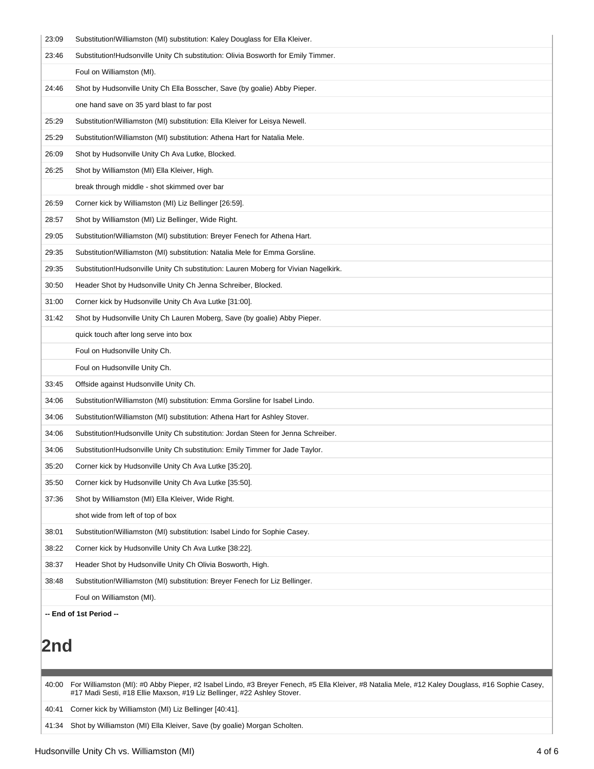| | |
|---|---|
| 23:09 | Substitution!Williamston (MI) substitution: Kaley Douglass for Ella Kleiver. |
| 23:46 | Substitution!Hudsonville Unity Ch substitution: Olivia Bosworth for Emily Timmer. |
| | Foul on Williamston (MI). |
| 24:46 | Shot by Hudsonville Unity Ch Ella Bosscher, Save (by goalie) Abby Pieper. |
| | one hand save on 35 yard blast to far post |
| 25:29 | Substitution!Williamston (MI) substitution: Ella Kleiver for Leisya Newell. |
| 25:29 | Substitution!Williamston (MI) substitution: Athena Hart for Natalia Mele. |
| 26:09 | Shot by Hudsonville Unity Ch Ava Lutke, Blocked. |
| 26:25 | Shot by Williamston (MI) Ella Kleiver, High. |
| | break through middle - shot skimmed over bar |
| 26:59 | Corner kick by Williamston (MI) Liz Bellinger [26:59]. |
| 28:57 | Shot by Williamston (MI) Liz Bellinger, Wide Right. |
| 29:05 | Substitution!Williamston (MI) substitution: Breyer Fenech for Athena Hart. |
| 29:35 | Substitution!Williamston (MI) substitution: Natalia Mele for Emma Gorsline. |
| 29:35 | Substitution!Hudsonville Unity Ch substitution: Lauren Moberg for Vivian Nagelkirk. |
| 30:50 | Header Shot by Hudsonville Unity Ch Jenna Schreiber, Blocked. |
| 31:00 | Corner kick by Hudsonville Unity Ch Ava Lutke [31:00]. |
| 31:42 | Shot by Hudsonville Unity Ch Lauren Moberg, Save (by goalie) Abby Pieper. |
| | quick touch after long serve into box |
| | Foul on Hudsonville Unity Ch. |
| | Foul on Hudsonville Unity Ch. |
| 33:45 | Offside against Hudsonville Unity Ch. |
| 34:06 | Substitution!Williamston (MI) substitution: Emma Gorsline for Isabel Lindo. |
| 34:06 | Substitution!Williamston (MI) substitution: Athena Hart for Ashley Stover. |
| 34:06 | Substitution!Hudsonville Unity Ch substitution: Jordan Steen for Jenna Schreiber. |
| 34:06 | Substitution!Hudsonville Unity Ch substitution: Emily Timmer for Jade Taylor. |
| 35:20 | Corner kick by Hudsonville Unity Ch Ava Lutke [35:20]. |
| 35:50 | Corner kick by Hudsonville Unity Ch Ava Lutke [35:50]. |
| 37:36 | Shot by Williamston (MI) Ella Kleiver, Wide Right. |
| | shot wide from left of top of box |
| 38:01 | Substitution!Williamston (MI) substitution: Isabel Lindo for Sophie Casey. |
| 38:22 | Corner kick by Hudsonville Unity Ch Ava Lutke [38:22]. |
| 38:37 | Header Shot by Hudsonville Unity Ch Olivia Bosworth, High. |
| 38:48 | Substitution!Williamston (MI) substitution: Breyer Fenech for Liz Bellinger. |
| | Foul on Williamston (MI). |

**-- End of 1st Period --**

# 2nd

| | |
|---|---|
| 40:00 | For Williamston (MI): #0 Abby Pieper, #2 Isabel Lindo, #3 Breyer Fenech, #5 Ella Kleiver, #8 Natalia Mele, #12 Kaley Douglass, #16 Sophie Casey, #17 Madi Sesti, #18 Ellie Maxson, #19 Liz Bellinger, #22 Ashley Stover. |
| 40:41 | Corner kick by Williamston (MI) Liz Bellinger [40:41]. |
| 41:34 | Shot by Williamston (MI) Ella Kleiver, Save (by goalie) Morgan Scholten. |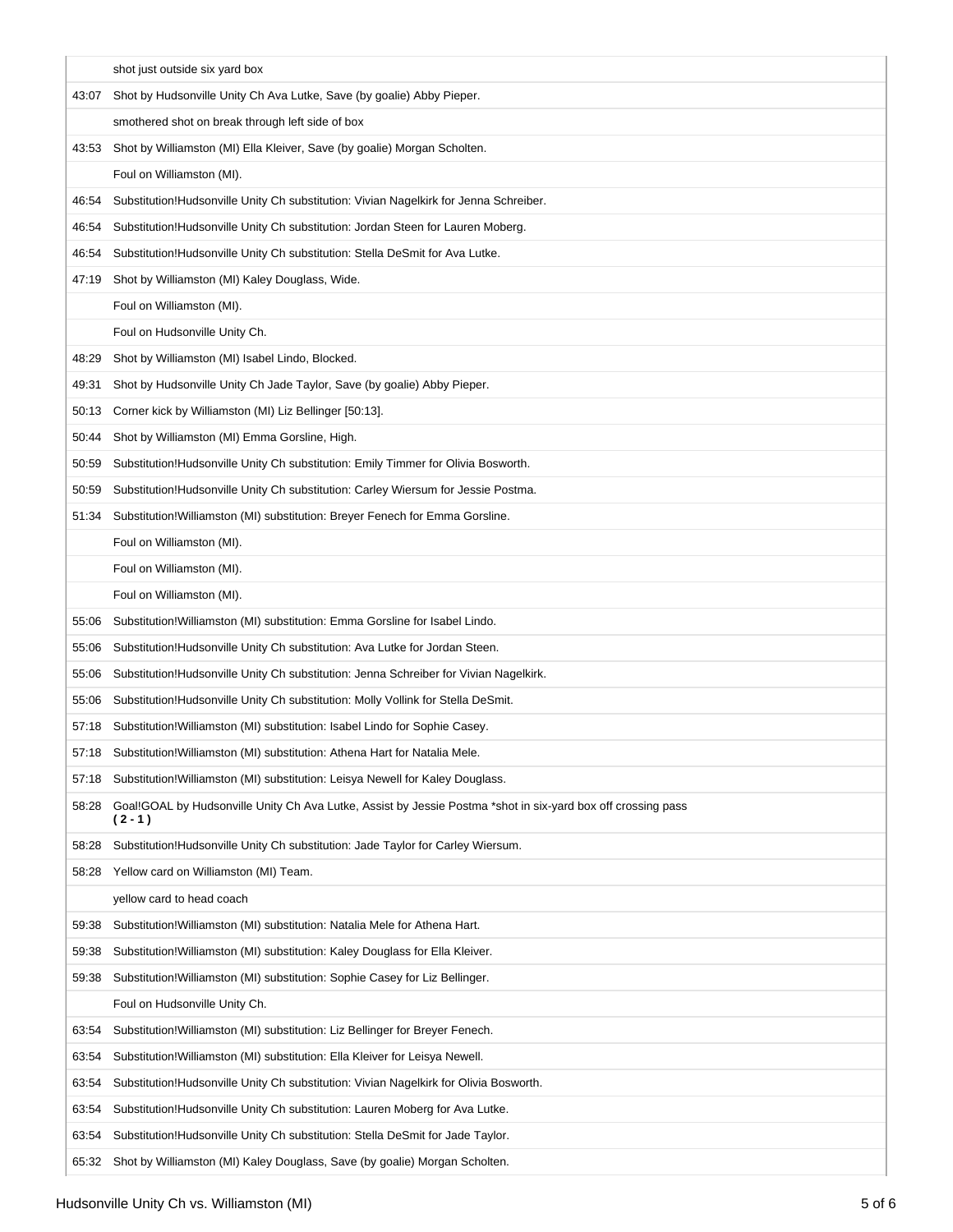| | |
|---|---|
| | shot just outside six yard box |
| 43:07 | Shot by Hudsonville Unity Ch Ava Lutke, Save (by goalie) Abby Pieper. |
| | smothered shot on break through left side of box |
| 43:53 | Shot by Williamston (MI) Ella Kleiver, Save (by goalie) Morgan Scholten. |
| | Foul on Williamston (MI). |
| 46:54 | Substitution!Hudsonville Unity Ch substitution: Vivian Nagelkirk for Jenna Schreiber. |
| 46:54 | Substitution!Hudsonville Unity Ch substitution: Jordan Steen for Lauren Moberg. |
| 46:54 | Substitution!Hudsonville Unity Ch substitution: Stella DeSmit for Ava Lutke. |
| 47:19 | Shot by Williamston (MI) Kaley Douglass, Wide. |
| | Foul on Williamston (MI). |
| | Foul on Hudsonville Unity Ch. |
| 48:29 | Shot by Williamston (MI) Isabel Lindo, Blocked. |
| 49:31 | Shot by Hudsonville Unity Ch Jade Taylor, Save (by goalie) Abby Pieper. |
| 50:13 | Corner kick by Williamston (MI) Liz Bellinger [50:13]. |
| 50:44 | Shot by Williamston (MI) Emma Gorsline, High. |
| 50:59 | Substitution!Hudsonville Unity Ch substitution: Emily Timmer for Olivia Bosworth. |
| 50:59 | Substitution!Hudsonville Unity Ch substitution: Carley Wiersum for Jessie Postma. |
| 51:34 | Substitution!Williamston (MI) substitution: Breyer Fenech for Emma Gorsline. |
| | Foul on Williamston (MI). |
| | Foul on Williamston (MI). |
| | Foul on Williamston (MI). |
| 55:06 | Substitution!Williamston (MI) substitution: Emma Gorsline for Isabel Lindo. |
| 55:06 | Substitution!Hudsonville Unity Ch substitution: Ava Lutke for Jordan Steen. |
| 55:06 | Substitution!Hudsonville Unity Ch substitution: Jenna Schreiber for Vivian Nagelkirk. |
| 55:06 | Substitution!Hudsonville Unity Ch substitution: Molly Vollink for Stella DeSmit. |
| 57:18 | Substitution!Williamston (MI) substitution: Isabel Lindo for Sophie Casey. |
| 57:18 | Substitution!Williamston (MI) substitution: Athena Hart for Natalia Mele. |
| 57:18 | Substitution!Williamston (MI) substitution: Leisya Newell for Kaley Douglass. |
| 58:28 | Goal!GOAL by Hudsonville Unity Ch Ava Lutke, Assist by Jessie Postma *shot in six-yard box off crossing pass **( 2 - 1 )** |
| 58:28 | Substitution!Hudsonville Unity Ch substitution: Jade Taylor for Carley Wiersum. |
| 58:28 | Yellow card on Williamston (MI) Team. |
| | yellow card to head coach |
| 59:38 | Substitution!Williamston (MI) substitution: Natalia Mele for Athena Hart. |
| 59:38 | Substitution!Williamston (MI) substitution: Kaley Douglass for Ella Kleiver. |
| 59:38 | Substitution!Williamston (MI) substitution: Sophie Casey for Liz Bellinger. |
| | Foul on Hudsonville Unity Ch. |
| 63:54 | Substitution!Williamston (MI) substitution: Liz Bellinger for Breyer Fenech. |
| 63:54 | Substitution!Williamston (MI) substitution: Ella Kleiver for Leisya Newell. |
| 63:54 | Substitution!Hudsonville Unity Ch substitution: Vivian Nagelkirk for Olivia Bosworth. |
| 63:54 | Substitution!Hudsonville Unity Ch substitution: Lauren Moberg for Ava Lutke. |
| 63:54 | Substitution!Hudsonville Unity Ch substitution: Stella DeSmit for Jade Taylor. |
| 65:32 | Shot by Williamston (MI) Kaley Douglass, Save (by goalie) Morgan Scholten. |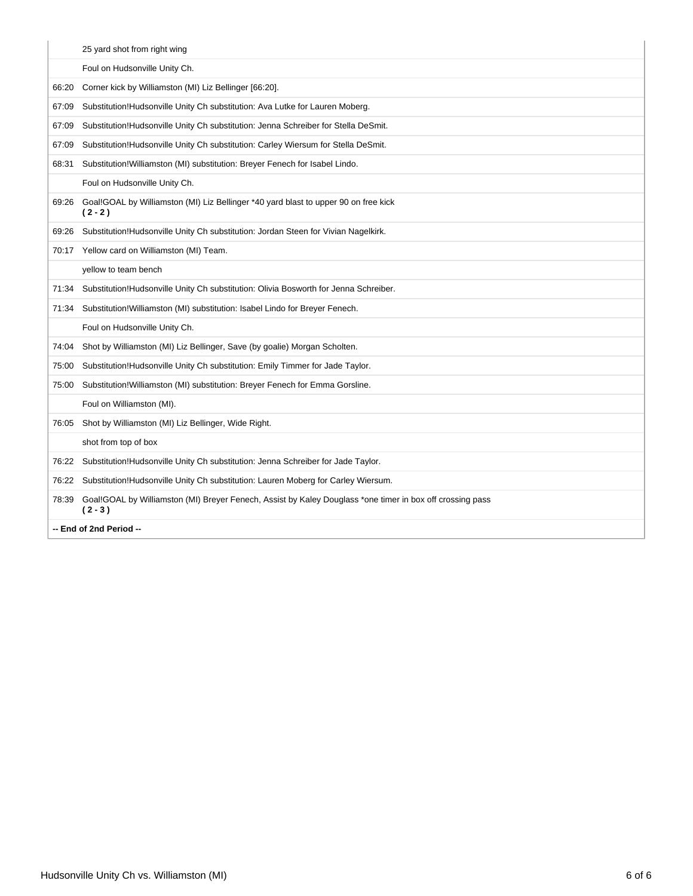| | |
|---|---|
| | 25 yard shot from right wing |
| | Foul on Hudsonville Unity Ch. |
| 66:20 | Corner kick by Williamston (MI) Liz Bellinger [66:20]. |
| 67:09 | Substitution!Hudsonville Unity Ch substitution: Ava Lutke for Lauren Moberg. |
| 67:09 | Substitution!Hudsonville Unity Ch substitution: Jenna Schreiber for Stella DeSmit. |
| 67:09 | Substitution!Hudsonville Unity Ch substitution: Carley Wiersum for Stella DeSmit. |
| 68:31 | Substitution!Williamston (MI) substitution: Breyer Fenech for Isabel Lindo. |
| | Foul on Hudsonville Unity Ch. |
| 69:26 | Goal!GOAL by Williamston (MI) Liz Bellinger *40 yard blast to upper 90 on free kick **( 2 - 2 )** |
| 69:26 | Substitution!Hudsonville Unity Ch substitution: Jordan Steen for Vivian Nagelkirk. |
| 70:17 | Yellow card on Williamston (MI) Team. |
| | yellow to team bench |
| 71:34 | Substitution!Hudsonville Unity Ch substitution: Olivia Bosworth for Jenna Schreiber. |
| 71:34 | Substitution!Williamston (MI) substitution: Isabel Lindo for Breyer Fenech. |
| | Foul on Hudsonville Unity Ch. |
| 74:04 | Shot by Williamston (MI) Liz Bellinger, Save (by goalie) Morgan Scholten. |
| 75:00 | Substitution!Hudsonville Unity Ch substitution: Emily Timmer for Jade Taylor. |
| 75:00 | Substitution!Williamston (MI) substitution: Breyer Fenech for Emma Gorsline. |
| | Foul on Williamston (MI). |
| 76:05 | Shot by Williamston (MI) Liz Bellinger, Wide Right. |
| | shot from top of box |
| 76:22 | Substitution!Hudsonville Unity Ch substitution: Jenna Schreiber for Jade Taylor. |
| 76:22 | Substitution!Hudsonville Unity Ch substitution: Lauren Moberg for Carley Wiersum. |
| 78:39 | Goal!GOAL by Williamston (MI) Breyer Fenech, Assist by Kaley Douglass *one timer in box off crossing pass **( 2 - 3 )** |
| **-- End of 2nd Period --** | |